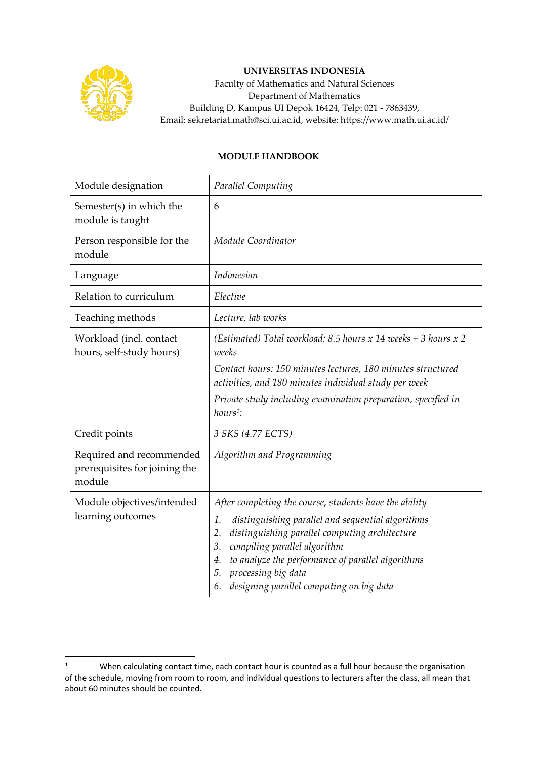**UNIVERSITAS INDONESIA**
Faculty of Mathematics and Natural Sciences
Department of Mathematics
Building D, Kampus UI Depok 16424, Telp: 021 - 7863439,
Email: sekretariat.math@sci.ui.ac.id, website: https://www.math.ui.ac.id/

**MODULE HANDBOOK**

| Module designation | *Parallel Computing* |
|---|---|
| Semester(s) in which the module is taught | 6 |
| Person responsible for the module | *Module Coordinator* |
| Language | *Indonesian* |
| Relation to curriculum | *Elective* |
| Teaching methods | *Lecture, lab works* |
| Workload (incl. contact hours, self-study hours) | *(Estimated) Total workload: 8.5 hours x 14 weeks + 3 hours x 2 weeks*<br><br>*Contact hours: 150 minutes lectures, 180 minutes structured activities, and 180 minutes individual study per week*<br><br>*Private study including examination preparation, specified in hours[1]:* |
| Credit points | *3 SKS (4.77 ECTS)* |
| Required and recommended prerequisites for joining the module | *Algorithm and Programming* |
| Module objectives/intended learning outcomes | *After completing the course, students have the ability*<br>1. *distinguishing parallel and sequential algorithms*<br>2. *distinguishing parallel computing architecture*<br>3. *compiling parallel algorithm*<br>4. *to analyze the performance of parallel algorithms*<br>5. *processing big data*<br>6. *designing parallel computing on big data* |

[1] When calculating contact time, each contact hour is counted as a full hour because the organisation of the schedule, moving from room to room, and individual questions to lecturers after the class, all mean that about 60 minutes should be counted.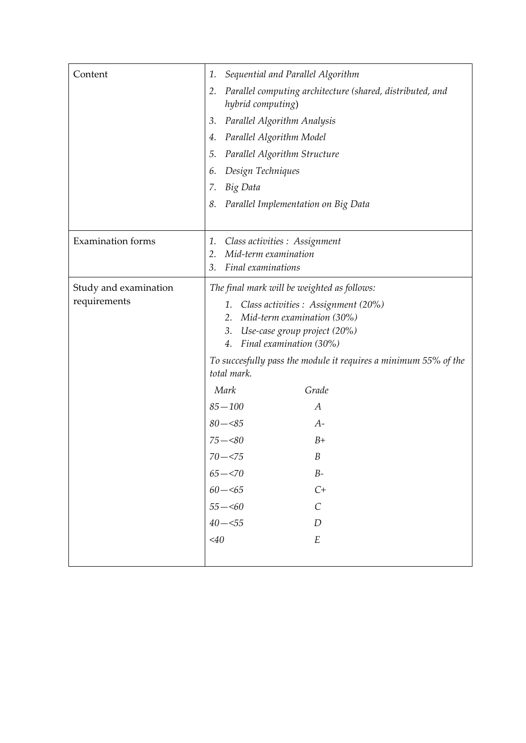| | |
|---|---|
| Content | 1. *Sequential and Parallel Algorithm*<br>2. *Parallel computing architecture (shared, distributed, and hybrid computing)*<br>3. *Parallel Algorithm Analysis*<br>4. *Parallel Algorithm Model*<br>5. *Parallel Algorithm Structure*<br>6. *Design Techniques*<br>7. *Big Data*<br>8. *Parallel Implementation on Big Data* |
| Examination forms | 1. *Class activities : Assignment*<br>2. *Mid-term examination*<br>3. *Final examinations* |
| Study and examination requirements | *The final mark will be weighted as follows:*<br>1. *Class activities : Assignment (20%)*<br>2. *Mid-term examination (30%)*<br>3. *Use-case group project (20%)*<br>4. *Final examination (30%)*<br><br>*To succesfully pass the module it requires a minimum 55% of the total mark.*<br><br>*Mark* — *Grade*<br>*85 — 100* — *A*<br>*80 — <85* — *A-*<br>*75 — <80* — *B+*<br>*70 — <75* — *B*<br>*65 — <70* — *B-*<br>*60 — <65* — *C+*<br>*55 — <60* — *C*<br>*40 — <55* — *D*<br>*<40* — *E* |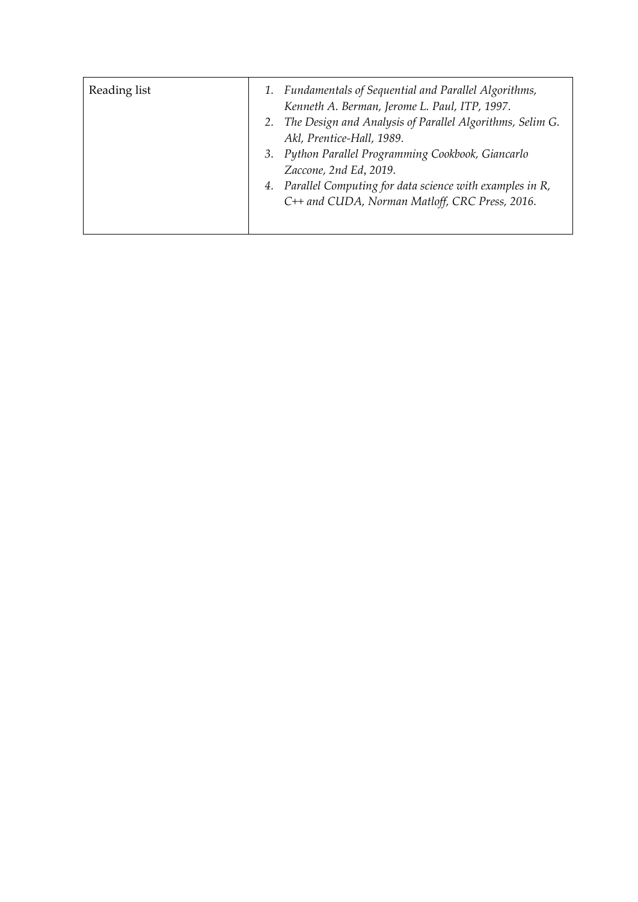| | |
|---|---|
| Reading list | 1. *Fundamentals of Sequential and Parallel Algorithms, Kenneth A. Berman, Jerome L. Paul, ITP, 1997.*<br>2. *The Design and Analysis of Parallel Algorithms, Selim G. Akl, Prentice-Hall, 1989.*<br>3. *Python Parallel Programming Cookbook, Giancarlo Zaccone, 2nd Ed, 2019.*<br>4. *Parallel Computing for data science with examples in R, C++ and CUDA, Norman Matloff, CRC Press, 2016.* |